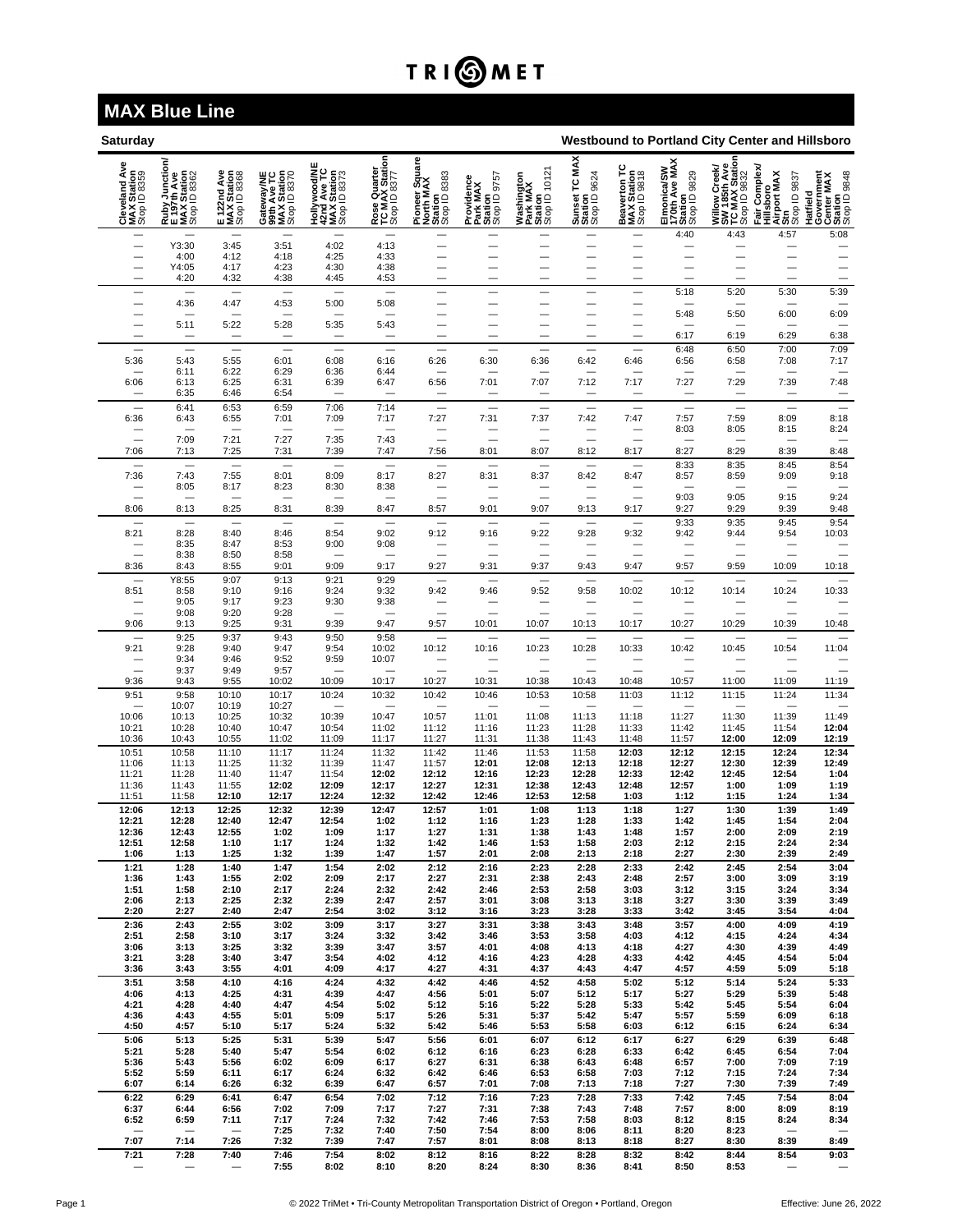TRIMET

# MAX Blue Line

**Saturday** — **Westbound to Portland City Center and Hillsboro**

| Cleveland Ave MAX Station Stop ID 8359 | Ruby Junction/ E 197th Ave MAX Station Stop ID 8362 | E 122nd Ave MAX Station Stop ID 8368 | Gateway/NE 99th Ave TC MAX Station Stop ID 8370 | Hollywood/NE 42nd Ave TC MAX Station Stop ID 8373 | Rose Quarter TC MAX Station Stop ID 8377 | Pioneer Square North MAX Station Stop ID 8383 | Providence Park MAX Station Stop ID 9757 | Washington Park MAX Station Stop ID 10121 | Sunset TC MAX Station Stop ID 9624 | Beaverton TC MAX Station Stop ID 9818 | Elmonica/SW 170th Ave MAX Station Stop ID 9829 | Willow Creek/ SW 185th Ave TC MAX Station Stop ID 9832 | Fair Complex/ Hillsboro Airport MAX Stn Stop ID 9837 | Hatfield Government Center MAX Station Stop ID 9848 |
|---|---|---|---|---|---|---|---|---|---|---|---|---|---|---|
| — | — | — | — | — | — | — | — | — | — | — | 4:40 | 4:43 | 4:57 | 5:08 |
| — | Y3:30 | 3:45 | 3:51 | 4:02 | 4:13 | — | — | — | — | — | — | — | — | — |
| — | 4:00 | 4:12 | 4:18 | 4:25 | 4:33 | — | — | — | — | — | — | — | — | — |
| — | Y4:05 | 4:17 | 4:23 | 4:30 | 4:38 | — | — | — | — | — | — | — | — | — |
| — | 4:20 | 4:32 | 4:38 | 4:45 | 4:53 | — | — | — | — | — | — | — | — | — |
| — | — | — | — | — | — | — | — | — | — | — | 5:18 | 5:20 | 5:30 | 5:39 |
| — | 4:36 | 4:47 | 4:53 | 5:00 | 5:08 | — | — | — | — | — | — | — | — | — |
| — | — | — | — | — | — | — | — | — | — | — | 5:48 | 5:50 | 6:00 | 6:09 |
| — | 5:11 | 5:22 | 5:28 | 5:35 | 5:43 | — | — | — | — | — | — | — | — | — |
| — | — | — | — | — | — | — | — | — | — | — | 6:17 | 6:19 | 6:29 | 6:38 |
| — | — | — | — | — | — | — | — | — | — | — | 6:48 | 6:50 | 7:00 | 7:09 |
| 5:36 | 5:43 | 5:55 | 6:01 | 6:08 | 6:16 | 6:26 | 6:30 | 6:36 | 6:42 | 6:46 | 6:56 | 6:58 | 7:08 | 7:17 |
| — | 6:11 | 6:22 | 6:29 | 6:36 | 6:44 | — | — | — | — | — | — | — | — | — |
| 6:06 | 6:13 | 6:25 | 6:31 | 6:39 | 6:47 | 6:56 | 7:01 | 7:07 | 7:12 | 7:17 | 7:27 | 7:29 | 7:39 | 7:48 |
| — | 6:35 | 6:46 | 6:54 | — | — | — | — | — | — | — | — | — | — | — |
| — | 6:41 | 6:53 | 6:59 | 7:06 | 7:14 | — | — | — | — | — | — | — | — | — |
| 6:36 | 6:43 | 6:55 | 7:01 | 7:09 | 7:17 | 7:27 | 7:31 | 7:37 | 7:42 | 7:47 | 7:57 | 7:59 | 8:09 | 8:18 |
| — | — | — | — | — | — | — | — | — | — | — | 8:03 | 8:05 | 8:15 | 8:24 |
| — | 7:09 | 7:21 | 7:27 | 7:35 | 7:43 | — | — | — | — | — | — | — | — | — |
| 7:06 | 7:13 | 7:25 | 7:31 | 7:39 | 7:47 | 7:56 | 8:01 | 8:07 | 8:12 | 8:17 | 8:27 | 8:29 | 8:39 | 8:48 |
| — | — | — | — | — | — | — | — | — | — | — | 8:33 | 8:35 | 8:45 | 8:54 |
| 7:36 | 7:43 | 7:55 | 8:01 | 8:09 | 8:17 | 8:27 | 8:31 | 8:37 | 8:42 | 8:47 | 8:57 | 8:59 | 9:09 | 9:18 |
| — | 8:05 | 8:17 | 8:23 | 8:30 | 8:38 | — | — | — | — | — | — | — | — | — |
| — | — | — | — | — | — | — | — | — | — | — | 9:03 | 9:05 | 9:15 | 9:24 |
| 8:06 | 8:13 | 8:25 | 8:31 | 8:39 | 8:47 | 8:57 | 9:01 | 9:07 | 9:13 | 9:17 | 9:27 | 9:29 | 9:39 | 9:48 |
| — | — | — | — | — | — | — | — | — | — | — | 9:33 | 9:35 | 9:45 | 9:54 |
| 8:21 | 8:28 | 8:40 | 8:46 | 8:54 | 9:02 | 9:12 | 9:16 | 9:22 | 9:28 | 9:32 | 9:42 | 9:44 | 9:54 | 10:03 |
| — | 8:35 | 8:47 | 8:53 | 9:00 | 9:08 | — | — | — | — | — | — | — | — | — |
| — | 8:38 | 8:50 | 8:58 | — | — | — | — | — | — | — | — | — | — | — |
| 8:36 | 8:43 | 8:55 | 9:01 | 9:09 | 9:17 | 9:27 | 9:31 | 9:37 | 9:43 | 9:47 | 9:57 | 9:59 | 10:09 | 10:18 |
| — | Y8:55 | 9:07 | 9:13 | 9:21 | 9:29 | — | — | — | — | — | — | — | — | — |
| 8:51 | 8:58 | 9:10 | 9:16 | 9:24 | 9:32 | 9:42 | 9:46 | 9:52 | 9:58 | 10:02 | 10:12 | 10:14 | 10:24 | 10:33 |
| — | 9:05 | 9:17 | 9:23 | 9:30 | 9:38 | — | — | — | — | — | — | — | — | — |
| — | 9:08 | 9:20 | 9:28 | — | — | — | — | — | — | — | — | — | — | — |
| 9:06 | 9:13 | 9:25 | 9:31 | 9:39 | 9:47 | 9:57 | 10:01 | 10:07 | 10:13 | 10:17 | 10:27 | 10:29 | 10:39 | 10:48 |
| — | 9:25 | 9:37 | 9:43 | 9:50 | 9:58 | — | — | — | — | — | — | — | — | — |
| 9:21 | 9:28 | 9:40 | 9:47 | 9:54 | 10:02 | 10:12 | 10:16 | 10:23 | 10:28 | 10:33 | 10:42 | 10:45 | 10:54 | 11:04 |
| — | 9:34 | 9:46 | 9:52 | 9:59 | 10:07 | — | — | — | — | — | — | — | — | — |
| — | 9:37 | 9:49 | 9:57 | — | — | — | — | — | — | — | — | — | — | — |
| 9:36 | 9:43 | 9:55 | 10:02 | 10:09 | 10:17 | 10:27 | 10:31 | 10:38 | 10:43 | 10:48 | 10:57 | 11:00 | 11:09 | 11:19 |
| 9:51 | 9:58 | 10:10 | 10:17 | 10:24 | 10:32 | 10:42 | 10:46 | 10:53 | 10:58 | 11:03 | 11:12 | 11:15 | 11:24 | 11:34 |
| — | 10:07 | 10:19 | 10:27 | — | — | — | — | — | — | — | — | — | — | — |
| 10:06 | 10:13 | 10:25 | 10:32 | 10:39 | 10:47 | 10:57 | 11:01 | 11:08 | 11:13 | 11:18 | 11:27 | 11:30 | 11:39 | 11:49 |
| 10:21 | 10:28 | 10:40 | 10:47 | 10:54 | 11:02 | 11:12 | 11:16 | 11:23 | 11:28 | 11:33 | 11:42 | 11:45 | 11:54 | **12:04** |
| 10:36 | 10:43 | 10:55 | 11:02 | 11:09 | 11:17 | 11:27 | 11:31 | 11:38 | 11:43 | 11:48 | 11:57 | **12:00** | **12:09** | **12:19** |
| 10:51 | 10:58 | 11:10 | 11:17 | 11:24 | 11:32 | 11:42 | 11:46 | 11:53 | 11:58 | **12:03** | **12:12** | **12:15** | **12:24** | **12:34** |
| 11:06 | 11:13 | 11:25 | 11:32 | 11:39 | 11:47 | 11:57 | **12:01** | **12:08** | **12:13** | **12:18** | **12:27** | **12:30** | **12:39** | **12:49** |
| 11:21 | 11:28 | 11:40 | 11:47 | 11:54 | **12:02** | **12:12** | **12:16** | **12:23** | **12:28** | **12:33** | **12:42** | **12:45** | **12:54** | **1:04** |
| 11:36 | 11:43 | 11:55 | **12:02** | **12:09** | **12:17** | **12:27** | **12:31** | **12:38** | **12:43** | **12:48** | **12:57** | **1:00** | **1:09** | **1:19** |
| 11:51 | 11:58 | **12:10** | **12:17** | **12:24** | **12:32** | **12:42** | **12:46** | **12:53** | **12:58** | **1:03** | **1:12** | **1:15** | **1:24** | **1:34** |
| **12:06** | **12:13** | **12:25** | **12:32** | **12:39** | **12:47** | **12:57** | **1:01** | **1:08** | **1:13** | **1:18** | **1:27** | **1:30** | **1:39** | **1:49** |
| **12:21** | **12:28** | **12:40** | **12:47** | **12:54** | **1:02** | **1:12** | **1:16** | **1:23** | **1:28** | **1:33** | **1:42** | **1:45** | **1:54** | **2:04** |
| **12:36** | **12:43** | **12:55** | **1:02** | **1:09** | **1:17** | **1:27** | **1:31** | **1:38** | **1:43** | **1:48** | **1:57** | **2:00** | **2:09** | **2:19** |
| **12:51** | **12:58** | **1:10** | **1:17** | **1:24** | **1:32** | **1:42** | **1:46** | **1:53** | **1:58** | **2:03** | **2:12** | **2:15** | **2:24** | **2:34** |
| **1:06** | **1:13** | **1:25** | **1:32** | **1:39** | **1:47** | **1:57** | **2:01** | **2:08** | **2:13** | **2:18** | **2:27** | **2:30** | **2:39** | **2:49** |
| **1:21** | **1:28** | **1:40** | **1:47** | **1:54** | **2:02** | **2:12** | **2:16** | **2:23** | **2:28** | **2:33** | **2:42** | **2:45** | **2:54** | **3:04** |
| **1:36** | **1:43** | **1:55** | **2:02** | **2:09** | **2:17** | **2:27** | **2:31** | **2:38** | **2:43** | **2:48** | **2:57** | **3:00** | **3:09** | **3:19** |
| **1:51** | **1:58** | **2:10** | **2:17** | **2:24** | **2:32** | **2:42** | **2:46** | **2:53** | **2:58** | **3:03** | **3:12** | **3:15** | **3:24** | **3:34** |
| **2:06** | **2:13** | **2:25** | **2:32** | **2:39** | **2:47** | **2:57** | **3:01** | **3:08** | **3:13** | **3:18** | **3:27** | **3:30** | **3:39** | **3:49** |
| **2:20** | **2:27** | **2:40** | **2:47** | **2:54** | **3:02** | **3:12** | **3:16** | **3:23** | **3:28** | **3:33** | **3:42** | **3:45** | **3:54** | **4:04** |
| **2:36** | **2:43** | **2:55** | **3:02** | **3:09** | **3:17** | **3:27** | **3:31** | **3:38** | **3:43** | **3:48** | **3:57** | **4:00** | **4:09** | **4:19** |
| **2:51** | **2:58** | **3:10** | **3:17** | **3:24** | **3:32** | **3:42** | **3:46** | **3:53** | **3:58** | **4:03** | **4:12** | **4:15** | **4:24** | **4:34** |
| **3:06** | **3:13** | **3:25** | **3:32** | **3:39** | **3:47** | **3:57** | **4:01** | **4:08** | **4:13** | **4:18** | **4:27** | **4:30** | **4:39** | **4:49** |
| **3:21** | **3:28** | **3:40** | **3:47** | **3:54** | **4:02** | **4:12** | **4:16** | **4:23** | **4:28** | **4:33** | **4:42** | **4:45** | **4:54** | **5:04** |
| **3:36** | **3:43** | **3:55** | **4:01** | **4:09** | **4:17** | **4:27** | **4:31** | **4:37** | **4:43** | **4:47** | **4:57** | **4:59** | **5:09** | **5:18** |
| **3:51** | **3:58** | **4:10** | **4:16** | **4:24** | **4:32** | **4:42** | **4:46** | **4:52** | **4:58** | **5:02** | **5:12** | **5:14** | **5:24** | **5:33** |
| **4:06** | **4:13** | **4:25** | **4:31** | **4:39** | **4:47** | **4:56** | **5:01** | **5:07** | **5:12** | **5:17** | **5:27** | **5:29** | **5:39** | **5:48** |
| **4:21** | **4:28** | **4:40** | **4:47** | **4:54** | **5:02** | **5:12** | **5:16** | **5:22** | **5:28** | **5:33** | **5:42** | **5:45** | **5:54** | **6:04** |
| **4:36** | **4:43** | **4:55** | **5:01** | **5:09** | **5:17** | **5:26** | **5:31** | **5:37** | **5:42** | **5:47** | **5:57** | **5:59** | **6:09** | **6:18** |
| **4:50** | **4:57** | **5:10** | **5:17** | **5:24** | **5:32** | **5:42** | **5:46** | **5:53** | **5:58** | **6:03** | **6:12** | **6:15** | **6:24** | **6:34** |
| **5:06** | **5:13** | **5:25** | **5:31** | **5:39** | **5:47** | **5:56** | **6:01** | **6:07** | **6:12** | **6:17** | **6:27** | **6:29** | **6:39** | **6:48** |
| **5:21** | **5:28** | **5:40** | **5:47** | **5:54** | **6:02** | **6:12** | **6:16** | **6:23** | **6:28** | **6:33** | **6:42** | **6:45** | **6:54** | **7:04** |
| **5:36** | **5:43** | **5:56** | **6:02** | **6:09** | **6:17** | **6:27** | **6:31** | **6:38** | **6:43** | **6:48** | **6:57** | **7:00** | **7:09** | **7:19** |
| **5:52** | **5:59** | **6:11** | **6:17** | **6:24** | **6:32** | **6:42** | **6:46** | **6:53** | **6:58** | **7:03** | **7:12** | **7:15** | **7:24** | **7:34** |
| **6:07** | **6:14** | **6:26** | **6:32** | **6:39** | **6:47** | **6:57** | **7:01** | **7:08** | **7:13** | **7:18** | **7:27** | **7:30** | **7:39** | **7:49** |
| **6:22** | **6:29** | **6:41** | **6:47** | **6:54** | **7:02** | **7:12** | **7:16** | **7:23** | **7:28** | **7:33** | **7:42** | **7:45** | **7:54** | **8:04** |
| **6:37** | **6:44** | **6:56** | **7:02** | **7:09** | **7:17** | **7:27** | **7:31** | **7:38** | **7:43** | **7:48** | **7:57** | **8:00** | **8:09** | **8:19** |
| **6:52** | **6:59** | **7:11** | **7:17** | **7:24** | **7:32** | **7:42** | **7:46** | **7:53** | **7:58** | **8:03** | **8:12** | **8:15** | **8:24** | **8:34** |
| — | — | — | **7:25** | **7:32** | **7:40** | **7:50** | **7:54** | **8:00** | **8:06** | **8:11** | **8:20** | **8:23** | — | — |
| **7:07** | **7:14** | **7:26** | **7:32** | **7:39** | **7:47** | **7:57** | **8:01** | **8:08** | **8:13** | **8:18** | **8:27** | **8:30** | **8:39** | **8:49** |
| **7:21** | **7:28** | **7:40** | **7:46** | **7:54** | **8:02** | **8:12** | **8:16** | **8:22** | **8:28** | **8:32** | **8:42** | **8:44** | **8:54** | **9:03** |
| — | — | — | **7:55** | **8:02** | **8:10** | **8:20** | **8:24** | **8:30** | **8:36** | **8:41** | **8:50** | **8:53** | — | — |

© 2022 TriMet • Tri-County Metropolitan Transportation District of Oregon • Portland, Oregon

Effective: June 26, 2022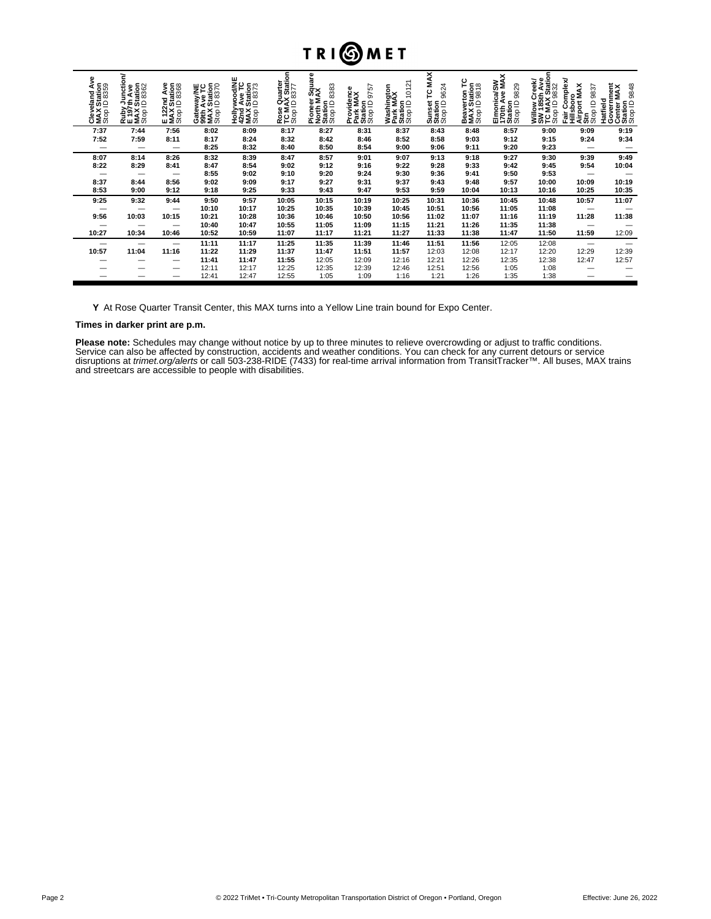TRIMET

| Cleveland Ave MAX Station Stop ID 8359 | Ruby Junction/ E 197th Ave MAX Station Stop ID 8362 | E 122nd Ave MAX Station Stop ID 8368 | Gateway/NE 99th Ave TC MAX Station Stop ID 8370 | Hollywood/NE 42nd Ave TC MAX Station Stop ID 8373 | Rose Quarter TC MAX Station Stop ID 8377 | Pioneer Square North MAX Station Stop ID 8383 | Providence Park MAX Station Stop ID 9757 | Washington Park MAX Station Stop ID 10121 | Sunset TC MAX Station Stop ID 9624 | Beaverton TC MAX Station Stop ID 9818 | Elmonica/SW 170th Ave MAX Station Stop ID 9829 | Willow Creek/ SW 185th Ave TC MAX Station Stop ID 9832 | Fair Complex/ Hillsboro Airport MAX Stn Stop ID 9837 | Hatfield Government Center MAX Station Stop ID 9848 |
|---|---|---|---|---|---|---|---|---|---|---|---|---|---|---|
| **7:37** | **7:44** | **7:56** | **8:02** | **8:09** | **8:17** | **8:27** | **8:31** | **8:37** | **8:43** | **8:48** | **8:57** | **9:00** | **9:09** | **9:19** |
| **7:52** | **7:59** | **8:11** | **8:17** | **8:24** | **8:32** | **8:42** | **8:46** | **8:52** | **8:58** | **9:03** | **9:12** | **9:15** | **9:24** | **9:34** |
| — | — | — | **8:25** | **8:32** | **8:40** | **8:50** | **8:54** | **9:00** | **9:06** | **9:11** | **9:20** | **9:23** | — | — |
| **8:07** | **8:14** | **8:26** | **8:32** | **8:39** | **8:47** | **8:57** | **9:01** | **9:07** | **9:13** | **9:18** | **9:27** | **9:30** | **9:39** | **9:49** |
| **8:22** | **8:29** | **8:41** | **8:47** | **8:54** | **9:02** | **9:12** | **9:16** | **9:22** | **9:28** | **9:33** | **9:42** | **9:45** | **9:54** | **10:04** |
| — | — | — | **8:55** | **9:02** | **9:10** | **9:20** | **9:24** | **9:30** | **9:36** | **9:41** | **9:50** | **9:53** | — | — |
| **8:37** | **8:44** | **8:56** | **9:02** | **9:09** | **9:17** | **9:27** | **9:31** | **9:37** | **9:43** | **9:48** | **9:57** | **10:00** | **10:09** | **10:19** |
| **8:53** | **9:00** | **9:12** | **9:18** | **9:25** | **9:33** | **9:43** | **9:47** | **9:53** | **9:59** | **10:04** | **10:13** | **10:16** | **10:25** | **10:35** |
| **9:25** | **9:32** | **9:44** | **9:50** | **9:57** | **10:05** | **10:15** | **10:19** | **10:25** | **10:31** | **10:36** | **10:45** | **10:48** | **10:57** | **11:07** |
| — | — | — | **10:10** | **10:17** | **10:25** | **10:35** | **10:39** | **10:45** | **10:51** | **10:56** | **11:05** | **11:08** | — | — |
| **9:56** | **10:03** | **10:15** | **10:21** | **10:28** | **10:36** | **10:46** | **10:50** | **10:56** | **11:02** | **11:07** | **11:16** | **11:19** | **11:28** | **11:38** |
| — | — | — | **10:40** | **10:47** | **10:55** | **11:05** | **11:09** | **11:15** | **11:21** | **11:26** | **11:35** | **11:38** | — | — |
| **10:27** | **10:34** | **10:46** | **10:52** | **10:59** | **11:07** | **11:17** | **11:21** | **11:27** | **11:33** | **11:38** | **11:47** | **11:50** | **11:59** | 12:09 |
| — | — | — | **11:11** | **11:17** | **11:25** | **11:35** | **11:39** | **11:46** | **11:51** | **11:56** | 12:05 | 12:08 | — | — |
| **10:57** | **11:04** | **11:16** | **11:22** | **11:29** | **11:37** | **11:47** | **11:51** | **11:57** | 12:03 | 12:08 | 12:17 | 12:20 | 12:29 | 12:39 |
| — | — | — | **11:41** | **11:47** | **11:55** | 12:05 | 12:09 | 12:16 | 12:21 | 12:26 | 12:35 | 12:38 | 12:47 | 12:57 |
| — | — | — | 12:11 | 12:17 | 12:25 | 12:35 | 12:39 | 12:46 | 12:51 | 12:56 | 1:05 | 1:08 | — | — |
| — | — | — | 12:41 | 12:47 | 12:55 | 1:05 | 1:09 | 1:16 | 1:21 | 1:26 | 1:35 | 1:38 | — | — |

**Y** At Rose Quarter Transit Center, this MAX turns into a Yellow Line train bound for Expo Center.

**Times in darker print are p.m.**

**Please note:** Schedules may change without notice by up to three minutes to relieve overcrowding or adjust to traffic conditions. Service can also be affected by construction, accidents and weather conditions. You can check for any current detours or service disruptions at *trimet.org/alerts* or call 503-238-RIDE (7433) for real-time arrival information from TransitTracker™. All buses, MAX trains and streetcars are accessible to people with disabilities.

© 2022 TriMet • Tri-County Metropolitan Transportation District of Oregon • Portland, Oregon

Effective: June 26, 2022